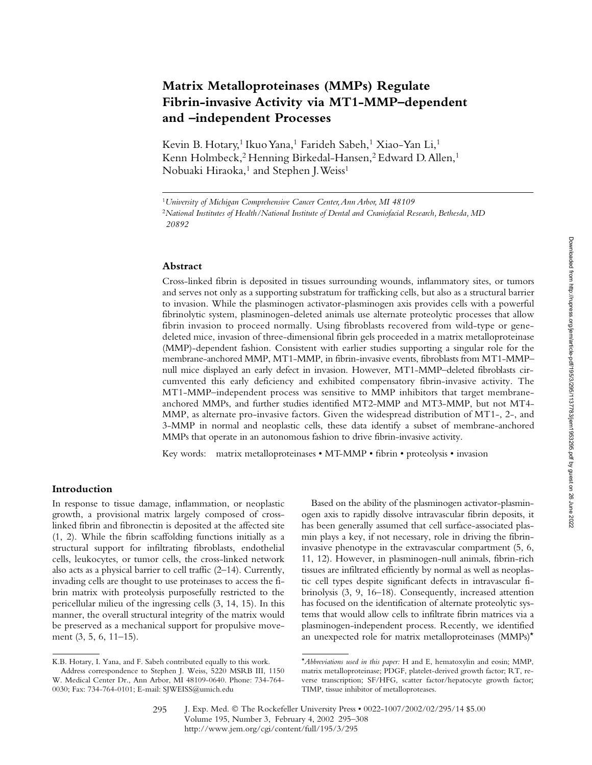# Matrix Metalloproteinases (MMPs) Regulate Fibrin-invasive Activity via MT1-MMP–dependent and –independent Processes

Kevin B. Hotary,[1] Ikuo Yana,[1] Farideh Sabeh,[1] Xiao-Yan Li,[1] Kenn Holmbeck,[2] Henning Birkedal-Hansen,[2] Edward D. Allen,[1] Nobuaki Hiraoka,[1] and Stephen J. Weiss[1]

[1]*University of Michigan Comprehensive Cancer Center, Ann Arbor, MI 48109*

[2]*National Institutes of Health/National Institute of Dental and Craniofacial Research, Bethesda, MD 20892*

## Abstract

Cross-linked fibrin is deposited in tissues surrounding wounds, inflammatory sites, or tumors and serves not only as a supporting substratum for trafficking cells, but also as a structural barrier to invasion. While the plasminogen activator-plasminogen axis provides cells with a powerful fibrinolytic system, plasminogen-deleted animals use alternate proteolytic processes that allow fibrin invasion to proceed normally. Using fibroblasts recovered from wild-type or gene-deleted mice, invasion of three-dimensional fibrin gels proceeded in a matrix metalloproteinase (MMP)-dependent fashion. Consistent with earlier studies supporting a singular role for the membrane-anchored MMP, MT1-MMP, in fibrin-invasive events, fibroblasts from MT1-MMP–null mice displayed an early defect in invasion. However, MT1-MMP–deleted fibroblasts circumvented this early deficiency and exhibited compensatory fibrin-invasive activity. The MT1-MMP–independent process was sensitive to MMP inhibitors that target membrane-anchored MMPs, and further studies identified MT2-MMP and MT3-MMP, but not MT4-MMP, as alternate pro-invasive factors. Given the widespread distribution of MT1-, 2-, and 3-MMP in normal and neoplastic cells, these data identify a subset of membrane-anchored MMPs that operate in an autonomous fashion to drive fibrin-invasive activity.

Key words: matrix metalloproteinases • MT-MMP • fibrin • proteolysis • invasion

## Introduction

In response to tissue damage, inflammation, or neoplastic growth, a provisional matrix largely composed of cross-linked fibrin and fibronectin is deposited at the affected site (1, 2). While the fibrin scaffolding functions initially as a structural support for infiltrating fibroblasts, endothelial cells, leukocytes, or tumor cells, the cross-linked network also acts as a physical barrier to cell traffic (2–14). Currently, invading cells are thought to use proteinases to access the fibrin matrix with proteolysis purposefully restricted to the pericellular milieu of the ingressing cells (3, 14, 15). In this manner, the overall structural integrity of the matrix would be preserved as a mechanical support for propulsive movement (3, 5, 6, 11–15).

Based on the ability of the plasminogen activator-plasminogen axis to rapidly dissolve intravascular fibrin deposits, it has been generally assumed that cell surface-associated plasmin plays a key, if not necessary, role in driving the fibrin-invasive phenotype in the extravascular compartment (5, 6, 11, 12). However, in plasminogen-null animals, fibrin-rich tissues are infiltrated efficiently by normal as well as neoplastic cell types despite significant defects in intravascular fibrinolysis (3, 9, 16–18). Consequently, increased attention has focused on the identification of alternate proteolytic systems that would allow cells to infiltrate fibrin matrices via a plasminogen-independent process. Recently, we identified an unexpected role for matrix metalloproteinases (MMPs)*

K.B. Hotary, I. Yana, and F. Sabeh contributed equally to this work.

Address correspondence to Stephen J. Weiss, 5220 MSRB III, 1150 W. Medical Center Dr., Ann Arbor, MI 48109-0640. Phone: 734-764-0030; Fax: 734-764-0101; E-mail: SJWEISS@umich.edu

*Abbreviations used in this paper: H and E, hematoxylin and eosin; MMP, matrix metalloproteinase; PDGF, platelet-derived growth factor; RT, reverse transcription; SF/HFG, scatter factor/hepatocyte growth factor; TIMP, tissue inhibitor of metalloproteases.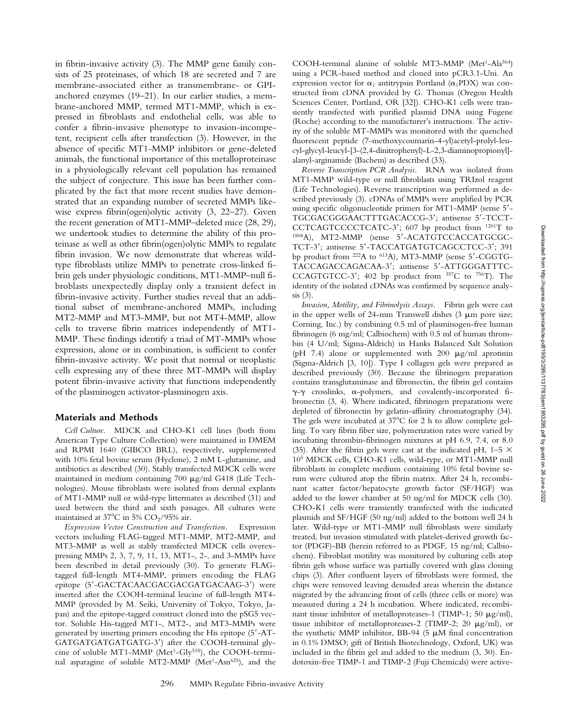in fibrin-invasive activity (3). The MMP gene family consists of 25 proteinases, of which 18 are secreted and 7 are membrane-associated either as transmembrane- or GPI-anchored enzymes (19–21). In our earlier studies, a membrane-anchored MMP, termed MT1-MMP, which is expressed in fibroblasts and endothelial cells, was able to confer a fibrin-invasive phenotype to invasion-incompetent, recipient cells after transfection (3). However, in the absence of specific MT1-MMP inhibitors or gene-deleted animals, the functional importance of this metalloproteinase in a physiologically relevant cell population has remained the subject of conjecture. This issue has been further complicated by the fact that more recent studies have demonstrated that an expanding number of secreted MMPs likewise express fibrin(ogen)olytic activity (3, 22–27). Given the recent generation of MT1-MMP–deleted mice (28, 29), we undertook studies to determine the ability of this proteinase as well as other fibrin(ogen)olytic MMPs to regulate fibrin invasion. We now demonstrate that whereas wild-type fibroblasts utilize MMPs to penetrate cross-linked fibrin gels under physiologic conditions, MT1-MMP–null fibroblasts unexpectedly display only a transient defect in fibrin-invasive activity. Further studies reveal that an additional subset of membrane-anchored MMPs, including MT2-MMP and MT3-MMP, but not MT4-MMP, allow cells to traverse fibrin matrices independently of MT1-MMP. These findings identify a triad of MT-MMPs whose expression, alone or in combination, is sufficient to confer fibrin-invasive activity. We posit that normal or neoplastic cells expressing any of these three MT-MMPs will display potent fibrin-invasive activity that functions independently of the plasminogen activator-plasminogen axis.

## Materials and Methods

*Cell Culture.* MDCK and CHO-K1 cell lines (both from American Type Culture Collection) were maintained in DMEM and RPMI 1640 (GIBCO BRL), respectively, supplemented with 10% fetal bovine serum (Hyclone), 2 mM L-glutamine, and antibiotics as described (30). Stably transfected MDCK cells were maintained in medium containing 700 μg/ml G418 (Life Technologies). Mouse fibroblasts were isolated from dermal explants of MT1-MMP null or wild-type littermates as described (31) and used between the third and sixth passages. All cultures were maintained at 37°C in 5% $CO_2$/95% air.

*Expression Vector Construction and Transfection.* Expression vectors including FLAG-tagged MT1-MMP, MT2-MMP, and MT3-MMP as well as stably transfected MDCK cells overexpressing MMPs 2, 3, 7, 9, 11, 13, MT1-, 2-, and 3-MMPs have been described in detail previously (30). To generate FLAG-tagged full-length MT4-MMP, primers encoding the FLAG epitope (5′-GACTACAACGACGACGATGACAAG-3′) were inserted after the COOH-terminal leucine of full-length MT4-MMP (provided by M. Seiki, University of Tokyo, Tokyo, Japan) and the epitope-tagged construct cloned into the pSG5 vector. Soluble His-tagged MT1-, MT2-, and MT3-MMPs were generated by inserting primers encoding the His epitope (5′-ATGATGATGATGATGATG-3′) after the COOH-terminal glycine of soluble MT1-MMP (Met[1]-Gly[535]), the COOH-terminal asparagine of soluble MT2-MMP (Met[1]-Asn[625]), and the COOH-terminal alanine of soluble MT3-MMP (Met[1]-Ala[564]) using a PCR-based method and cloned into pCR3.1-Uni. An expression vector for $\alpha_1$ antitrypsin Portland ($\alpha_1$PDX) was constructed from cDNA provided by G. Thomas (Oregon Health Sciences Center, Portland, OR [32]). CHO-K1 cells were transiently transfected with purified plasmid DNA using Fugene (Roche) according to the manufacturer's instructions. The activity of the soluble MT-MMPs was monitored with the quenched fluorescent peptide (7-methoxycoumarin-4-yl)acetyl-prolyl-leucyl-glycyl-leucyl-[3-(2,4-dinitrophenyl)-L-2,3-diaminopropionyl]-alanyl-arginamide (Bachem) as described (33).

*Reverse Transcription PCR Analysis.* RNA was isolated from MT1-MMP wild-type or null fibroblasts using TRIzol reagent (Life Technologies). Reverse transcription was performed as described previously (3). cDNAs of MMPs were amplified by PCR using specific oligonucleotide primers for MT1-MMP (sense 5′-TGCGACGGGAACTTTGACACCG-3′; antisense 5′-TCCTCCTCAGTCCCCTCATC-3′; 607 bp product from [1201]T to [1808]A), MT2-MMP (sense 5′-ACATGTCCACCATGCGCTCT-3′; antisense 5′-TACCATGATGTCAGCCTCC-3′; 391 bp product from [222]A to [613]A), MT3-MMP (sense 5′-CGGTGTACCAGACCAGACAA-3′; antisense 5′-ATTGGGATTTCCCAGTGTCC-3′; 402 bp product from [357]C to [756]T). The identity of the isolated cDNAs was confirmed by sequence analysis (3).

*Invasion, Motility, and Fibrinolysis Assays.* Fibrin gels were cast in the upper wells of 24-mm Transwell dishes (3 μm pore size; Corning, Inc.) by combining 0.5 ml of plasminogen-free human fibrinogen (6 mg/ml; Calbiochem) with 0.5 ml of human thrombin (4 U/ml; Sigma-Aldrich) in Hanks Balanced Salt Solution (pH 7.4) alone or supplemented with 200 μg/ml aprotinin (Sigma-Aldrich [3, 10]). Type I collagen gels were prepared as described previously (30). Because the fibrinogen preparation contains transglutaminase and fibronectin, the fibrin gel contains γ-γ crosslinks, α-polymers, and covalently-incorporated fibronectin (3, 4). Where indicated, fibrinogen preparations were depleted of fibronectin by gelatin-affinity chromatography (34). The gels were incubated at 37°C for 2 h to allow complete gelling. To vary fibrin fiber size, polymerization rates were varied by incubating thrombin-fibrinogen mixtures at pH 6.9, 7.4, or 8.0 (35). After the fibrin gels were cast at the indicated pH, 1–5 × $10^5$ MDCK cells, CHO-K1 cells, wild-type, or MT1-MMP null fibroblasts in complete medium containing 10% fetal bovine serum were cultured atop the fibrin matrix. After 24 h, recombinant scatter factor/hepatocyte growth factor (SF/HGF) was added to the lower chamber at 50 ng/ml for MDCK cells (30). CHO-K1 cells were transiently transfected with the indicated plasmids and SF/HGF (50 ng/ml) added to the bottom well 24 h later. Wild-type or MT1-MMP null fibroblasts were similarly treated, but invasion stimulated with platelet-derived growth factor (PDGF)-BB (herein referred to as PDGF, 15 ng/ml; Calbiochem). Fibroblast motility was monitored by culturing cells atop fibrin gels whose surface was partially covered with glass cloning chips (3). After confluent layers of fibroblasts were formed, the chips were removed leaving denuded areas wherein the distance migrated by the advancing front of cells (three cells or more) was measured during a 24 h incubation. Where indicated, recombinant tissue inhibitor of metalloproteases-1 (TIMP-1; 50 μg/ml), tissue inhibitor of metalloproteases-2 (TIMP-2; 20 μg/ml), or the synthetic MMP inhibitor, BB-94 (5 μM final concentration in 0.1% DMSO; gift of British Biotechnology, Oxford, UK) was included in the fibrin gel and added to the medium (3, 30). Endotoxin-free TIMP-1 and TIMP-2 (Fuji Chemicals) were active-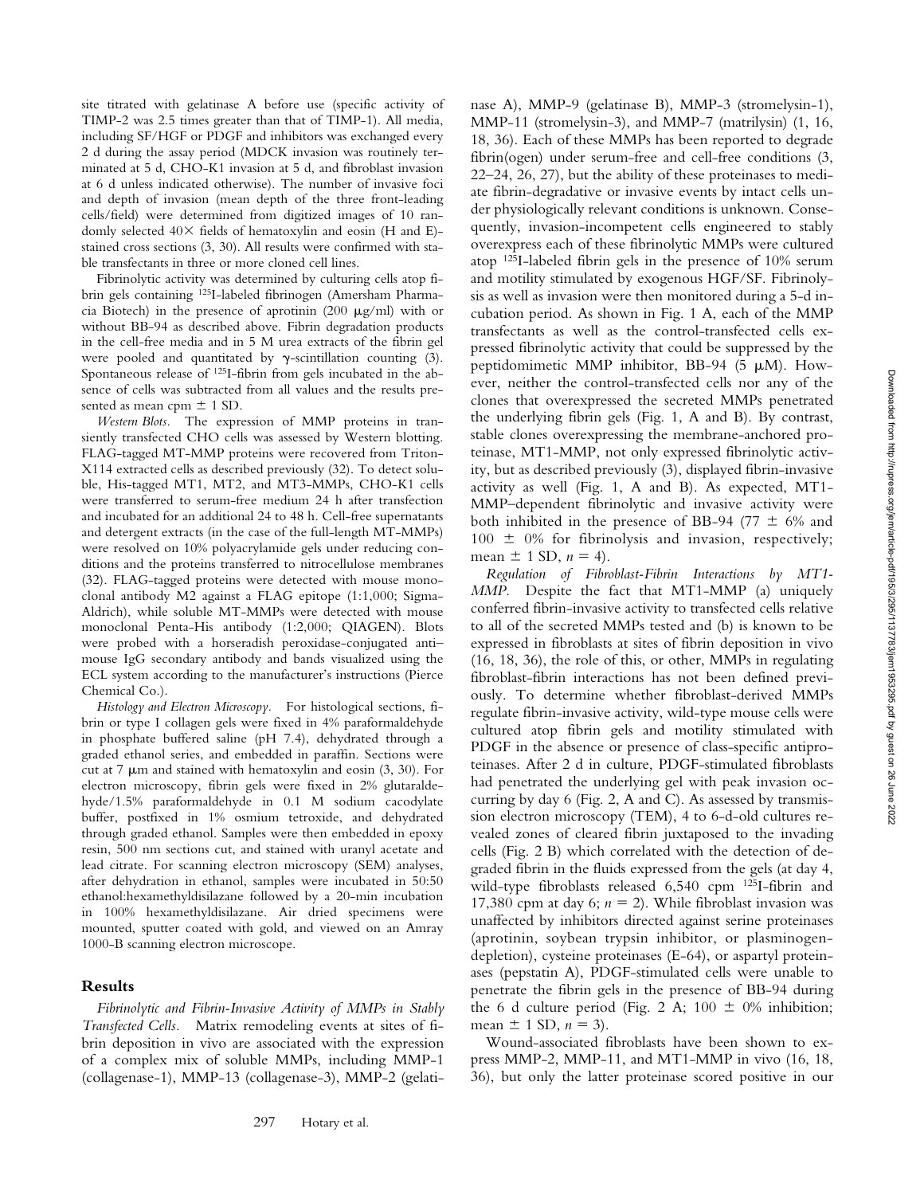site titrated with gelatinase A before use (specific activity of TIMP-2 was 2.5 times greater than that of TIMP-1). All media, including SF/HGF or PDGF and inhibitors was exchanged every 2 d during the assay period (MDCK invasion was routinely terminated at 5 d, CHO-K1 invasion at 5 d, and fibroblast invasion at 6 d unless indicated otherwise). The number of invasive foci and depth of invasion (mean depth of the three front-leading cells/field) were determined from digitized images of 10 randomly selected 40× fields of hematoxylin and eosin (H and E)-stained cross sections (3, 30). All results were confirmed with stable transfectants in three or more cloned cell lines.

Fibrinolytic activity was determined by culturing cells atop fibrin gels containing $^{125}$I-labeled fibrinogen (Amersham Pharmacia Biotech) in the presence of aprotinin (200 μg/ml) with or without BB-94 as described above. Fibrin degradation products in the cell-free media and in 5 M urea extracts of the fibrin gel were pooled and quantitated by γ-scintillation counting (3). Spontaneous release of $^{125}$I-fibrin from gels incubated in the absence of cells was subtracted from all values and the results presented as mean cpm ± 1 SD.

*Western Blots.* The expression of MMP proteins in transiently transfected CHO cells was assessed by Western blotting. FLAG-tagged MT-MMP proteins were recovered from Triton-X114 extracted cells as described previously (32). To detect soluble, His-tagged MT1, MT2, and MT3-MMPs, CHO-K1 cells were transferred to serum-free medium 24 h after transfection and incubated for an additional 24 to 48 h. Cell-free supernatants and detergent extracts (in the case of the full-length MT-MMPs) were resolved on 10% polyacrylamide gels under reducing conditions and the proteins transferred to nitrocellulose membranes (32). FLAG-tagged proteins were detected with mouse monoclonal antibody M2 against a FLAG epitope (1:1,000; Sigma-Aldrich), while soluble MT-MMPs were detected with mouse monoclonal Penta-His antibody (1:2,000; QIAGEN). Blots were probed with a horseradish peroxidase-conjugated anti–mouse IgG secondary antibody and bands visualized using the ECL system according to the manufacturer's instructions (Pierce Chemical Co.).

*Histology and Electron Microscopy.* For histological sections, fibrin or type I collagen gels were fixed in 4% paraformaldehyde in phosphate buffered saline (pH 7.4), dehydrated through a graded ethanol series, and embedded in paraffin. Sections were cut at 7 μm and stained with hematoxylin and eosin (3, 30). For electron microscopy, fibrin gels were fixed in 2% glutaraldehyde/1.5% paraformaldehyde in 0.1 M sodium cacodylate buffer, postfixed in 1% osmium tetroxide, and dehydrated through graded ethanol. Samples were then embedded in epoxy resin, 500 nm sections cut, and stained with uranyl acetate and lead citrate. For scanning electron microscopy (SEM) analyses, after dehydration in ethanol, samples were incubated in 50:50 ethanol:hexamethyldisilazane followed by a 20-min incubation in 100% hexamethyldisilazane. Air dried specimens were mounted, sputter coated with gold, and viewed on an Amray 1000-B scanning electron microscope.

## Results

*Fibrinolytic and Fibrin-Invasive Activity of MMPs in Stably Transfected Cells.* Matrix remodeling events at sites of fibrin deposition in vivo are associated with the expression of a complex mix of soluble MMPs, including MMP-1 (collagenase-1), MMP-13 (collagenase-3), MMP-2 (gelatinase A), MMP-9 (gelatinase B), MMP-3 (stromelysin-1), MMP-11 (stromelysin-3), and MMP-7 (matrilysin) (1, 16, 18, 36). Each of these MMPs has been reported to degrade fibrin(ogen) under serum-free and cell-free conditions (3, 22–24, 26, 27), but the ability of these proteinases to mediate fibrin-degradative or invasive events by intact cells under physiologically relevant conditions is unknown. Consequently, invasion-incompetent cells engineered to stably overexpress each of these fibrinolytic MMPs were cultured atop $^{125}$I-labeled fibrin gels in the presence of 10% serum and motility stimulated by exogenous HGF/SF. Fibrinolysis as well as invasion were then monitored during a 5-d incubation period. As shown in Fig. 1 A, each of the MMP transfectants as well as the control-transfected cells expressed fibrinolytic activity that could be suppressed by the peptidomimetic MMP inhibitor, BB-94 (5 μM). However, neither the control-transfected cells nor any of the clones that overexpressed the secreted MMPs penetrated the underlying fibrin gels (Fig. 1, A and B). By contrast, stable clones overexpressing the membrane-anchored proteinase, MT1-MMP, not only expressed fibrinolytic activity, but as described previously (3), displayed fibrin-invasive activity as well (Fig. 1, A and B). As expected, MT1-MMP–dependent fibrinolytic and invasive activity were both inhibited in the presence of BB-94 (77 ± 6% and 100 ± 0% for fibrinolysis and invasion, respectively; mean ± 1 SD, $n = 4$).

*Regulation of Fibroblast-Fibrin Interactions by MT1-MMP.* Despite the fact that MT1-MMP (a) uniquely conferred fibrin-invasive activity to transfected cells relative to all of the secreted MMPs tested and (b) is known to be expressed in fibroblasts at sites of fibrin deposition in vivo (16, 18, 36), the role of this, or other, MMPs in regulating fibroblast-fibrin interactions has not been defined previously. To determine whether fibroblast-derived MMPs regulate fibrin-invasive activity, wild-type mouse cells were cultured atop fibrin gels and motility stimulated with PDGF in the absence or presence of class-specific antiproteinases. After 2 d in culture, PDGF-stimulated fibroblasts had penetrated the underlying gel with peak invasion occurring by day 6 (Fig. 2, A and C). As assessed by transmission electron microscopy (TEM), 4 to 6-d-old cultures revealed zones of cleared fibrin juxtaposed to the invading cells (Fig. 2 B) which correlated with the detection of degraded fibrin in the fluids expressed from the gels (at day 4, wild-type fibroblasts released 6,540 cpm $^{125}$I-fibrin and 17,380 cpm at day 6; $n = 2$). While fibroblast invasion was unaffected by inhibitors directed against serine proteinases (aprotinin, soybean trypsin inhibitor, or plasminogen-depletion), cysteine proteinases (E-64), or aspartyl proteinases (pepstatin A), PDGF-stimulated cells were unable to penetrate the fibrin gels in the presence of BB-94 during the 6 d culture period (Fig. 2 A; 100 ± 0% inhibition; mean ± 1 SD, $n = 3$).

Wound-associated fibroblasts have been shown to express MMP-2, MMP-11, and MT1-MMP in vivo (16, 18, 36), but only the latter proteinase scored positive in our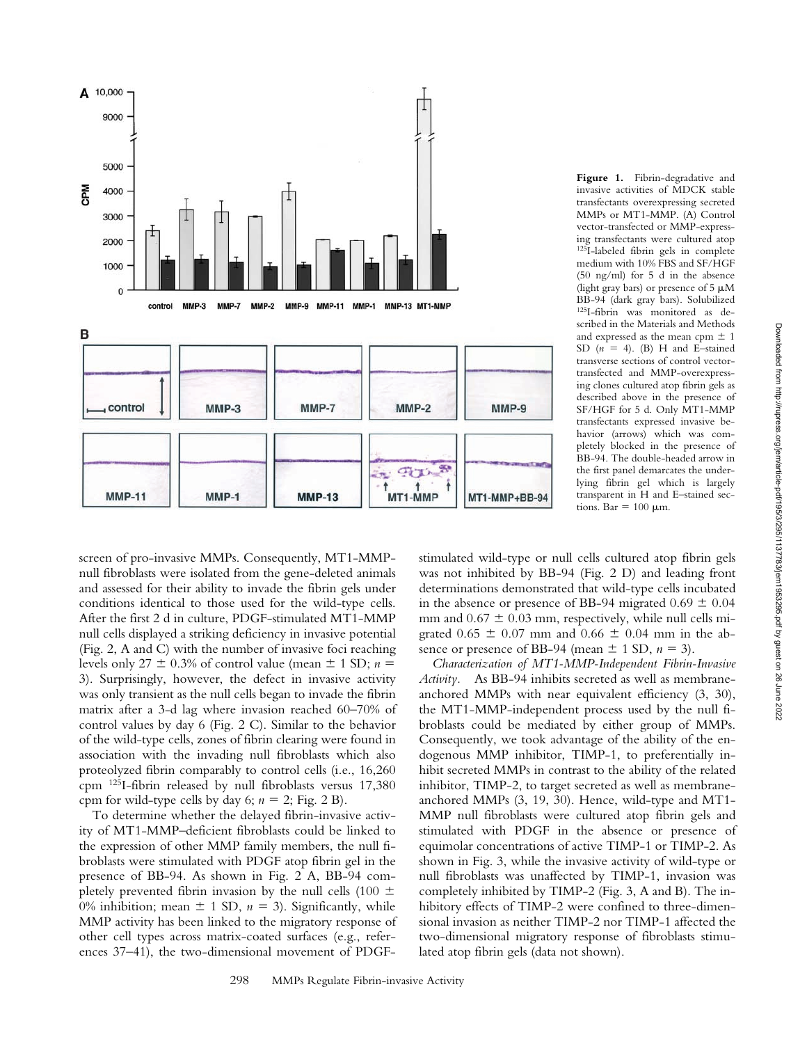**Figure 1.** Fibrin-degradative and invasive activities of MDCK stable transfectants overexpressing secreted MMPs or MT1-MMP. (A) Control vector-transfected or MMP-expressing transfectants were cultured atop $^{125}$I-labeled fibrin gels in complete medium with 10% FBS and SF/HGF (50 ng/ml) for 5 d in the absence (light gray bars) or presence of 5 μM BB-94 (dark gray bars). Solubilized $^{125}$I-fibrin was monitored as described in the Materials and Methods and expressed as the mean cpm ± 1 SD ($n$ = 4). (B) H and E–stained transverse sections of control vector-transfected and MMP-overexpressing clones cultured atop fibrin gels as described above in the presence of SF/HGF for 5 d. Only MT1-MMP transfectants expressed invasive behavior (arrows) which was completely blocked in the presence of BB-94. The double-headed arrow in the first panel demarcates the underlying fibrin gel which is largely transparent in H and E–stained sections. Bar = 100 μm.

screen of pro-invasive MMPs. Consequently, MT1-MMP-null fibroblasts were isolated from the gene-deleted animals and assessed for their ability to invade the fibrin gels under conditions identical to those used for the wild-type cells. After the first 2 d in culture, PDGF-stimulated MT1-MMP null cells displayed a striking deficiency in invasive potential (Fig. 2, A and C) with the number of invasive foci reaching levels only 27 ± 0.3% of control value (mean ± 1 SD; $n$ = 3). Surprisingly, however, the defect in invasive activity was only transient as the null cells began to invade the fibrin matrix after a 3-d lag where invasion reached 60–70% of control values by day 6 (Fig. 2 C). Similar to the behavior of the wild-type cells, zones of fibrin clearing were found in association with the invading null fibroblasts which also proteolyzed fibrin comparably to control cells (i.e., 16,260 cpm $^{125}$I-fibrin released by null fibroblasts versus 17,380 cpm for wild-type cells by day 6; $n$ = 2; Fig. 2 B).

To determine whether the delayed fibrin-invasive activity of MT1-MMP–deficient fibroblasts could be linked to the expression of other MMP family members, the null fibroblasts were stimulated with PDGF atop fibrin gel in the presence of BB-94. As shown in Fig. 2 A, BB-94 completely prevented fibrin invasion by the null cells (100 ± 0% inhibition; mean ± 1 SD, $n$ = 3). Significantly, while MMP activity has been linked to the migratory response of other cell types across matrix-coated surfaces (e.g., references 37–41), the two-dimensional movement of PDGF-stimulated wild-type or null cells cultured atop fibrin gels was not inhibited by BB-94 (Fig. 2 D) and leading front determinations demonstrated that wild-type cells incubated in the absence or presence of BB-94 migrated 0.69 ± 0.04 mm and 0.67 ± 0.03 mm, respectively, while null cells migrated 0.65 ± 0.07 mm and 0.66 ± 0.04 mm in the absence or presence of BB-94 (mean ± 1 SD, $n$ = 3).

*Characterization of MT1-MMP-Independent Fibrin-Invasive Activity.* As BB-94 inhibits secreted as well as membrane-anchored MMPs with near equivalent efficiency (3, 30), the MT1-MMP-independent process used by the null fibroblasts could be mediated by either group of MMPs. Consequently, we took advantage of the ability of the endogenous MMP inhibitor, TIMP-1, to preferentially inhibit secreted MMPs in contrast to the ability of the related inhibitor, TIMP-2, to target secreted as well as membrane-anchored MMPs (3, 19, 30). Hence, wild-type and MT1-MMP null fibroblasts were cultured atop fibrin gels and stimulated with PDGF in the absence or presence of equimolar concentrations of active TIMP-1 or TIMP-2. As shown in Fig. 3, while the invasive activity of wild-type or null fibroblasts was unaffected by TIMP-1, invasion was completely inhibited by TIMP-2 (Fig. 3, A and B). The inhibitory effects of TIMP-2 were confined to three-dimensional invasion as neither TIMP-2 nor TIMP-1 affected the two-dimensional migratory response of fibroblasts stimulated atop fibrin gels (data not shown).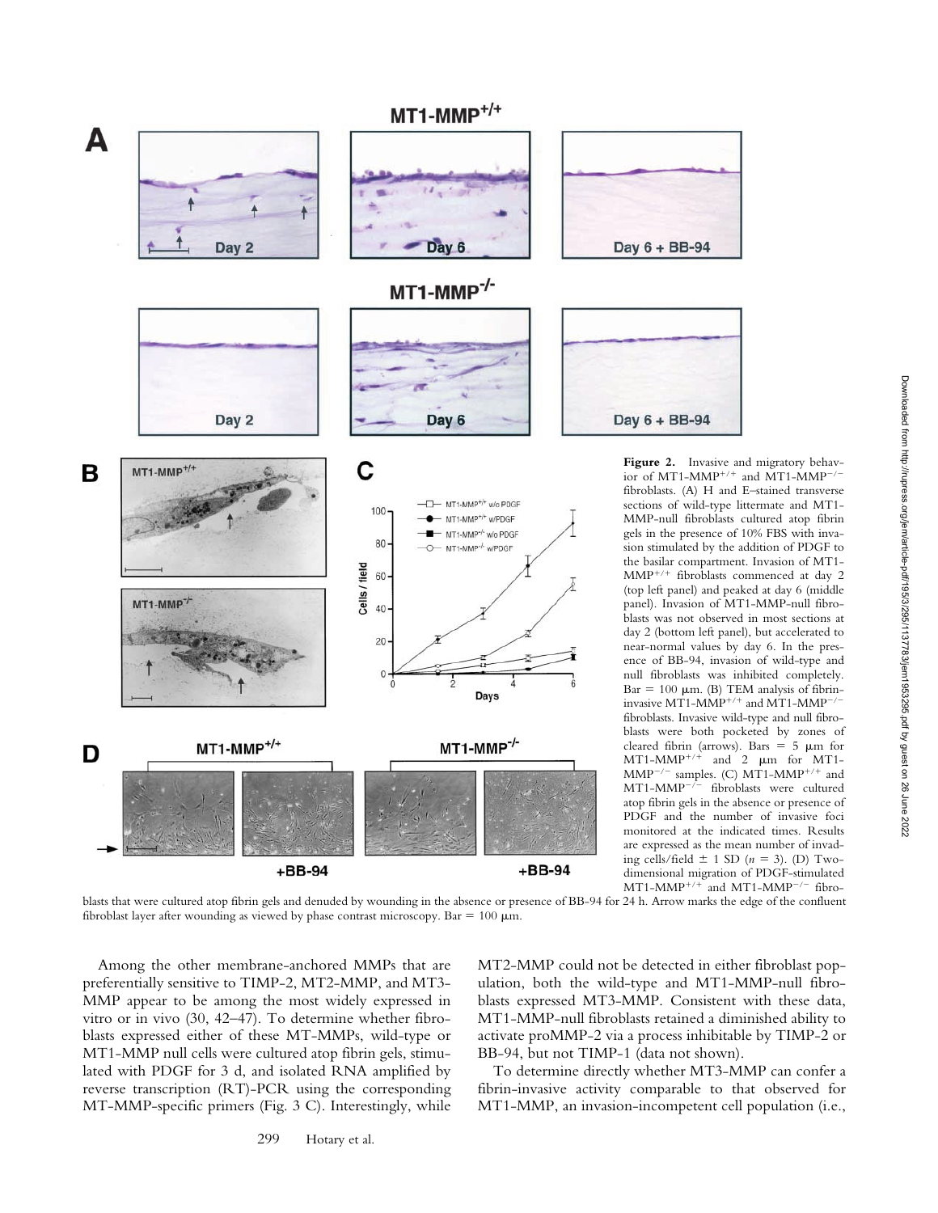**Figure 2.** Invasive and migratory behavior of MT1-MMP$^{+/+}$ and MT1-MMP$^{-/-}$ fibroblasts. (A) H and E–stained transverse sections of wild-type littermate and MT1-MMP-null fibroblasts cultured atop fibrin gels in the presence of 10% FBS with invasion stimulated by the addition of PDGF to the basilar compartment. Invasion of MT1-MMP$^{+/+}$ fibroblasts commenced at day 2 (top left panel) and peaked at day 6 (middle panel). Invasion of MT1-MMP-null fibroblasts was not observed in most sections at day 2 (bottom left panel), but accelerated to near-normal values by day 6. In the presence of BB-94, invasion of wild-type and null fibroblasts was inhibited completely. Bar = 100 μm. (B) TEM analysis of fibrin-invasive MT1-MMP$^{+/+}$ and MT1-MMP$^{-/-}$ fibroblasts. Invasive wild-type and null fibroblasts were both pocketed by zones of cleared fibrin (arrows). Bars = 5 μm for MT1-MMP$^{+/+}$ and 2 μm for MT1-MMP$^{-/-}$ samples. (C) MT1-MMP$^{+/+}$ and MT1-MMP$^{-/-}$ fibroblasts were cultured atop fibrin gels in the absence or presence of PDGF and the number of invasive foci monitored at the indicated times. Results are expressed as the mean number of invading cells/field ± 1 SD ($n = 3$). (D) Two-dimensional migration of PDGF-stimulated MT1-MMP$^{+/+}$ and MT1-MMP$^{-/-}$ fibroblasts that were cultured atop fibrin gels and denuded by wounding in the absence or presence of BB-94 for 24 h. Arrow marks the edge of the confluent fibroblast layer after wounding as viewed by phase contrast microscopy. Bar = 100 μm.

Among the other membrane-anchored MMPs that are preferentially sensitive to TIMP-2, MT2-MMP, and MT3-MMP appear to be among the most widely expressed in vitro or in vivo (30, 42–47). To determine whether fibroblasts expressed either of these MT-MMPs, wild-type or MT1-MMP null cells were cultured atop fibrin gels, stimulated with PDGF for 3 d, and isolated RNA amplified by reverse transcription (RT)-PCR using the corresponding MT-MMP-specific primers (Fig. 3 C). Interestingly, while MT2-MMP could not be detected in either fibroblast population, both the wild-type and MT1-MMP-null fibroblasts expressed MT3-MMP. Consistent with these data, MT1-MMP-null fibroblasts retained a diminished ability to activate proMMP-2 via a process inhibitable by TIMP-2 or BB-94, but not TIMP-1 (data not shown).

To determine directly whether MT3-MMP can confer a fibrin-invasive activity comparable to that observed for MT1-MMP, an invasion-incompetent cell population (i.e.,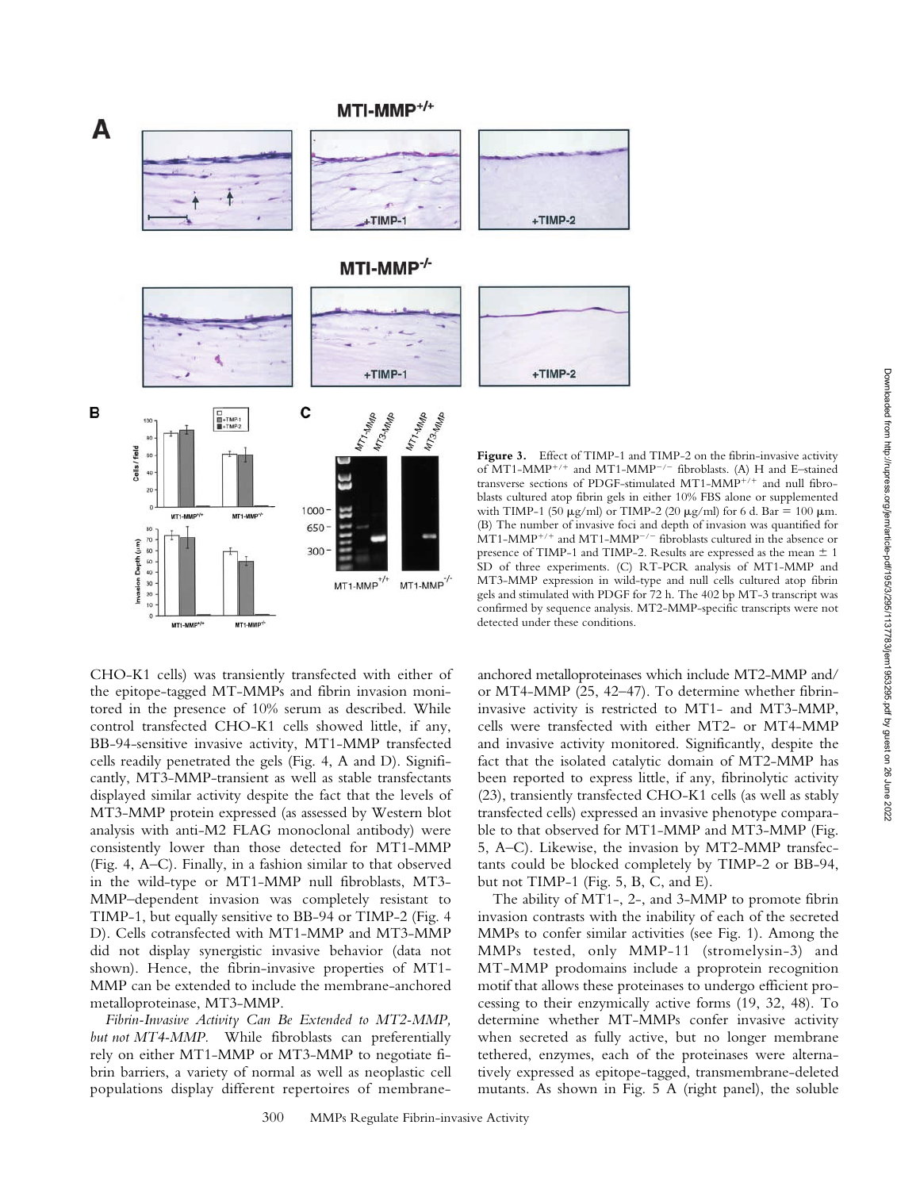**Figure 3.** Effect of TIMP-1 and TIMP-2 on the fibrin-invasive activity of MT1-MMP$^{+/+}$ and MT1-MMP$^{-/-}$ fibroblasts. (A) H and E–stained transverse sections of PDGF-stimulated MT1-MMP$^{+/+}$ and null fibroblasts cultured atop fibrin gels in either 10% FBS alone or supplemented with TIMP-1 (50 μg/ml) or TIMP-2 (20 μg/ml) for 6 d. Bar = 100 μm. (B) The number of invasive foci and depth of invasion was quantified for MT1-MMP$^{+/+}$ and MT1-MMP$^{-/-}$ fibroblasts cultured in the absence or presence of TIMP-1 and TIMP-2. Results are expressed as the mean ± 1 SD of three experiments. (C) RT-PCR analysis of MT1-MMP and MT3-MMP expression in wild-type and null cells cultured atop fibrin gels and stimulated with PDGF for 72 h. The 402 bp MT-3 transcript was confirmed by sequence analysis. MT2-MMP-specific transcripts were not detected under these conditions.

CHO-K1 cells) was transiently transfected with either of the epitope-tagged MT-MMPs and fibrin invasion monitored in the presence of 10% serum as described. While control transfected CHO-K1 cells showed little, if any, BB-94-sensitive invasive activity, MT1-MMP transfected cells readily penetrated the gels (Fig. 4, A and D). Significantly, MT3-MMP-transient as well as stable transfectants displayed similar activity despite the fact that the levels of MT3-MMP protein expressed (as assessed by Western blot analysis with anti-M2 FLAG monoclonal antibody) were consistently lower than those detected for MT1-MMP (Fig. 4, A–C). Finally, in a fashion similar to that observed in the wild-type or MT1-MMP null fibroblasts, MT3-MMP–dependent invasion was completely resistant to TIMP-1, but equally sensitive to BB-94 or TIMP-2 (Fig. 4 D). Cells cotransfected with MT1-MMP and MT3-MMP did not display synergistic invasive behavior (data not shown). Hence, the fibrin-invasive properties of MT1-MMP can be extended to include the membrane-anchored metalloproteinase, MT3-MMP.

*Fibrin-Invasive Activity Can Be Extended to MT2-MMP, but not MT4-MMP.* While fibroblasts can preferentially rely on either MT1-MMP or MT3-MMP to negotiate fibrin barriers, a variety of normal as well as neoplastic cell populations display different repertoires of membrane-anchored metalloproteinases which include MT2-MMP and/or MT4-MMP (25, 42–47). To determine whether fibrin-invasive activity is restricted to MT1- and MT3-MMP, cells were transfected with either MT2- or MT4-MMP and invasive activity monitored. Significantly, despite the fact that the isolated catalytic domain of MT2-MMP has been reported to express little, if any, fibrinolytic activity (23), transiently transfected CHO-K1 cells (as well as stably transfected cells) expressed an invasive phenotype comparable to that observed for MT1-MMP and MT3-MMP (Fig. 5, A–C). Likewise, the invasion by MT2-MMP transfectants could be blocked completely by TIMP-2 or BB-94, but not TIMP-1 (Fig. 5, B, C, and E).

The ability of MT1-, 2-, and 3-MMP to promote fibrin invasion contrasts with the inability of each of the secreted MMPs to confer similar activities (see Fig. 1). Among the MMPs tested, only MMP-11 (stromelysin-3) and MT-MMP prodomains include a proprotein recognition motif that allows these proteinases to undergo efficient processing to their enzymically active forms (19, 32, 48). To determine whether MT-MMPs confer invasive activity when secreted as fully active, but no longer membrane tethered, enzymes, each of the proteinases were alternatively expressed as epitope-tagged, transmembrane-deleted mutants. As shown in Fig. 5 A (right panel), the soluble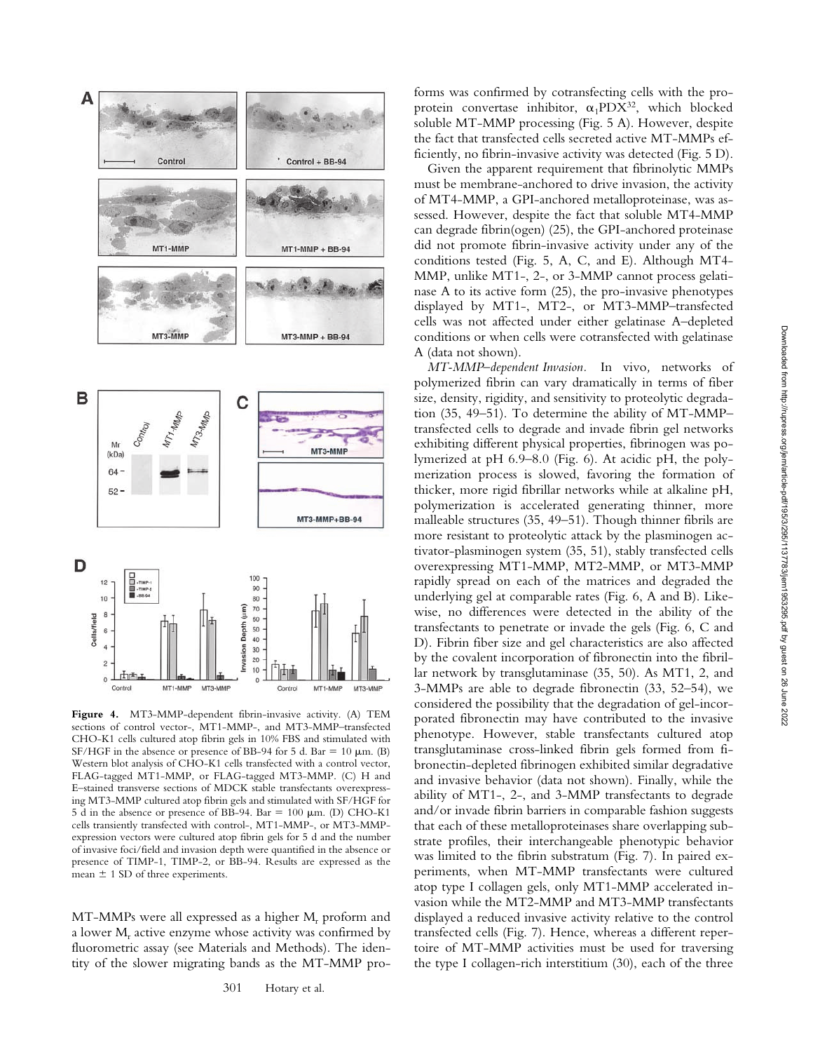**Figure 4.** MT3-MMP-dependent fibrin-invasive activity. (A) TEM sections of control vector-, MT1-MMP-, and MT3-MMP–transfected CHO-K1 cells cultured atop fibrin gels in 10% FBS and stimulated with SF/HGF in the absence or presence of BB-94 for 5 d. Bar = 10 μm. (B) Western blot analysis of CHO-K1 cells transfected with a control vector, FLAG-tagged MT1-MMP, or FLAG-tagged MT3-MMP. (C) H and E–stained transverse sections of MDCK stable transfectants overexpressing MT3-MMP cultured atop fibrin gels and stimulated with SF/HGF for 5 d in the absence or presence of BB-94. Bar = 100 μm. (D) CHO-K1 cells transiently transfected with control-, MT1-MMP-, or MT3-MMP-expression vectors were cultured atop fibrin gels for 5 d and the number of invasive foci/field and invasion depth were quantified in the absence or presence of TIMP-1, TIMP-2, or BB-94. Results are expressed as the mean ± 1 SD of three experiments.

MT-MMPs were all expressed as a higher $M_r$ proform and a lower $M_r$ active enzyme whose activity was confirmed by fluorometric assay (see Materials and Methods). The identity of the slower migrating bands as the MT-MMP proforms was confirmed by cotransfecting cells with the proprotein convertase inhibitor, $\alpha_1$PDX[32], which blocked soluble MT-MMP processing (Fig. 5 A). However, despite the fact that transfected cells secreted active MT-MMPs efficiently, no fibrin-invasive activity was detected (Fig. 5 D).

Given the apparent requirement that fibrinolytic MMPs must be membrane-anchored to drive invasion, the activity of MT4-MMP, a GPI-anchored metalloproteinase, was assessed. However, despite the fact that soluble MT4-MMP can degrade fibrin(ogen) (25), the GPI-anchored proteinase did not promote fibrin-invasive activity under any of the conditions tested (Fig. 5, A, C, and E). Although MT4-MMP, unlike MT1-, 2-, or 3-MMP cannot process gelatinase A to its active form (25), the pro-invasive phenotypes displayed by MT1-, MT2-, or MT3-MMP–transfected cells was not affected under either gelatinase A–depleted conditions or when cells were cotransfected with gelatinase A (data not shown).

*MT-MMP–dependent Invasion.* In vivo, networks of polymerized fibrin can vary dramatically in terms of fiber size, density, rigidity, and sensitivity to proteolytic degradation (35, 49–51). To determine the ability of MT-MMP–transfected cells to degrade and invade fibrin gel networks exhibiting different physical properties, fibrinogen was polymerized at pH 6.9–8.0 (Fig. 6). At acidic pH, the polymerization process is slowed, favoring the formation of thicker, more rigid fibrillar networks while at alkaline pH, polymerization is accelerated generating thinner, more malleable structures (35, 49–51). Though thinner fibrils are more resistant to proteolytic attack by the plasminogen activator-plasminogen system (35, 51), stably transfected cells overexpressing MT1-MMP, MT2-MMP, or MT3-MMP rapidly spread on each of the matrices and degraded the underlying gel at comparable rates (Fig. 6, A and B). Likewise, no differences were detected in the ability of the transfectants to penetrate or invade the gels (Fig. 6, C and D). Fibrin fiber size and gel characteristics are also affected by the covalent incorporation of fibronectin into the fibrillar network by transglutaminase (35, 50). As MT1, 2, and 3-MMPs are able to degrade fibronectin (33, 52–54), we considered the possibility that the degradation of gel-incorporated fibronectin may have contributed to the invasive phenotype. However, stable transfectants cultured atop transglutaminase cross-linked fibrin gels formed from fibronectin-depleted fibrinogen exhibited similar degradative and invasive behavior (data not shown). Finally, while the ability of MT1-, 2-, and 3-MMP transfectants to degrade and/or invade fibrin barriers in comparable fashion suggests that each of these metalloproteinases share overlapping substrate profiles, their interchangeable phenotypic behavior was limited to the fibrin substratum (Fig. 7). In paired experiments, when MT-MMP transfectants were cultured atop type I collagen gels, only MT1-MMP accelerated invasion while the MT2-MMP and MT3-MMP transfectants displayed a reduced invasive activity relative to the control transfected cells (Fig. 7). Hence, whereas a different repertoire of MT-MMP activities must be used for traversing the type I collagen-rich interstitium (30), each of the three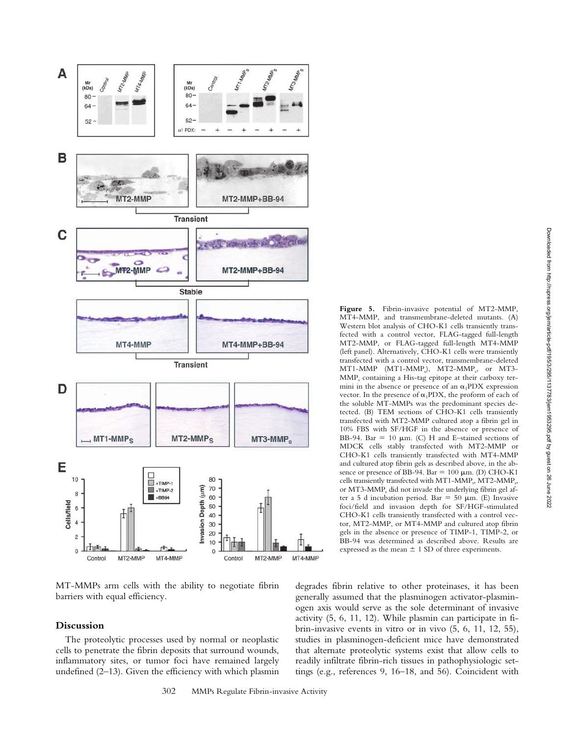**Figure 5.** Fibrin-invasive potential of MT2-MMP, MT4-MMP, and transmembrane-deleted mutants. (A) Western blot analysis of CHO-K1 cells transiently transfected with a control vector, FLAG-tagged full-length MT2-MMP, or FLAG-tagged full-length MT4-MMP (left panel). Alternatively, CHO-K1 cells were transiently transfected with a control vector, transmembrane-deleted MT1-MMP (MT1-MMP$_s$), MT2-MMP$_s$, or MT3-MMP$_s$ containing a His-tag epitope at their carboxy termini in the absence or presence of an $\alpha_1$PDX expression vector. In the presence of $\alpha_1$PDX, the proform of each of the soluble MT-MMPs was the predominant species detected. (B) TEM sections of CHO-K1 cells transiently transfected with MT2-MMP cultured atop a fibrin gel in 10% FBS with SF/HGF in the absence or presence of BB-94. Bar = 10 μm. (C) H and E–stained sections of MDCK cells stably transfected with MT2-MMP or CHO-K1 cells transiently transfected with MT4-MMP and cultured atop fibrin gels as described above, in the absence or presence of BB-94. Bar = 100 μm. (D) CHO-K1 cells transiently transfected with MT1-MMP$_s$, MT2-MMP$_s$, or MT3-MMP$_s$ did not invade the underlying fibrin gel after a 5 d incubation period. Bar = 50 μm. (E) Invasive foci/field and invasion depth for SF/HGF-stimulated CHO-K1 cells transiently transfected with a control vector, MT2-MMP, or MT4-MMP and cultured atop fibrin gels in the absence or presence of TIMP-1, TIMP-2, or BB-94 was determined as described above. Results are expressed as the mean ± 1 SD of three experiments.

MT-MMPs arm cells with the ability to negotiate fibrin barriers with equal efficiency.

## Discussion

The proteolytic processes used by normal or neoplastic cells to penetrate the fibrin deposits that surround wounds, inflammatory sites, or tumor foci have remained largely undefined (2–13). Given the efficiency with which plasmin degrades fibrin relative to other proteinases, it has been generally assumed that the plasminogen activator-plasminogen axis would serve as the sole determinant of invasive activity (5, 6, 11, 12). While plasmin can participate in fibrin-invasive events in vitro or in vivo (5, 6, 11, 12, 55), studies in plasminogen-deficient mice have demonstrated that alternate proteolytic systems exist that allow cells to readily infiltrate fibrin-rich tissues in pathophysiologic settings (e.g., references 9, 16–18, and 56). Coincident with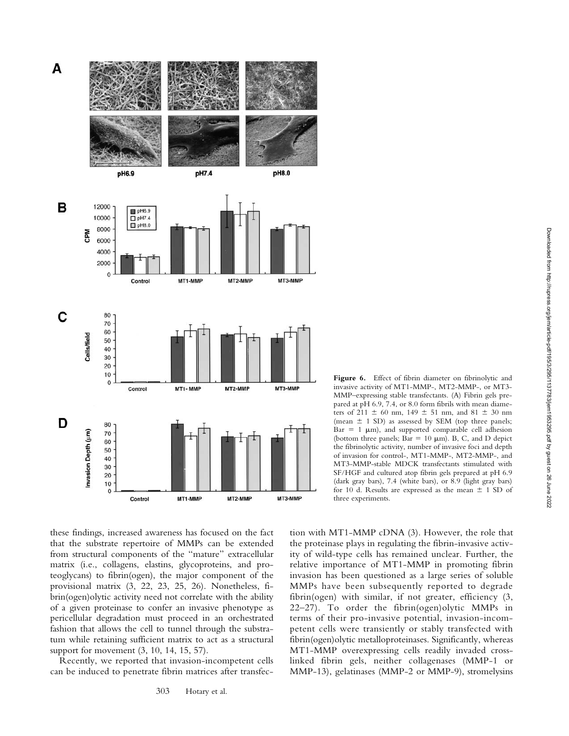**Figure 6.** Effect of fibrin diameter on fibrinolytic and invasive activity of MT1-MMP-, MT2-MMP-, or MT3-MMP–expressing stable transfectants. (A) Fibrin gels prepared at pH 6.9, 7.4, or 8.0 form fibrils with mean diameters of 211 ± 60 nm, 149 ± 51 nm, and 81 ± 30 nm (mean ± 1 SD) as assessed by SEM (top three panels; Bar = 1 μm), and supported comparable cell adhesion (bottom three panels; Bar = 10 μm). B, C, and D depict the fibrinolytic activity, number of invasive foci and depth of invasion for control-, MT1-MMP-, MT2-MMP-, and MT3-MMP-stable MDCK transfectants stimulated with SF/HGF and cultured atop fibrin gels prepared at pH 6.9 (dark gray bars), 7.4 (white bars), or 8.9 (light gray bars) for 10 d. Results are expressed as the mean ± 1 SD of three experiments.

these findings, increased awareness has focused on the fact that the substrate repertoire of MMPs can be extended from structural components of the "mature" extracellular matrix (i.e., collagens, elastins, glycoproteins, and proteoglycans) to fibrin(ogen), the major component of the provisional matrix (3, 22, 23, 25, 26). Nonetheless, fibrin(ogen)olytic activity need not correlate with the ability of a given proteinase to confer an invasive phenotype as pericellular degradation must proceed in an orchestrated fashion that allows the cell to tunnel through the substratum while retaining sufficient matrix to act as a structural support for movement (3, 10, 14, 15, 57).

Recently, we reported that invasion-incompetent cells can be induced to penetrate fibrin matrices after transfection with MT1-MMP cDNA (3). However, the role that the proteinase plays in regulating the fibrin-invasive activity of wild-type cells has remained unclear. Further, the relative importance of MT1-MMP in promoting fibrin invasion has been questioned as a large series of soluble MMPs have been subsequently reported to degrade fibrin(ogen) with similar, if not greater, efficiency (3, 22–27). To order the fibrin(ogen)olytic MMPs in terms of their pro-invasive potential, invasion-incompetent cells were transiently or stably transfected with fibrin(ogen)olytic metalloproteinases. Significantly, whereas MT1-MMP overexpressing cells readily invaded cross-linked fibrin gels, neither collagenases (MMP-1 or MMP-13), gelatinases (MMP-2 or MMP-9), stromelysins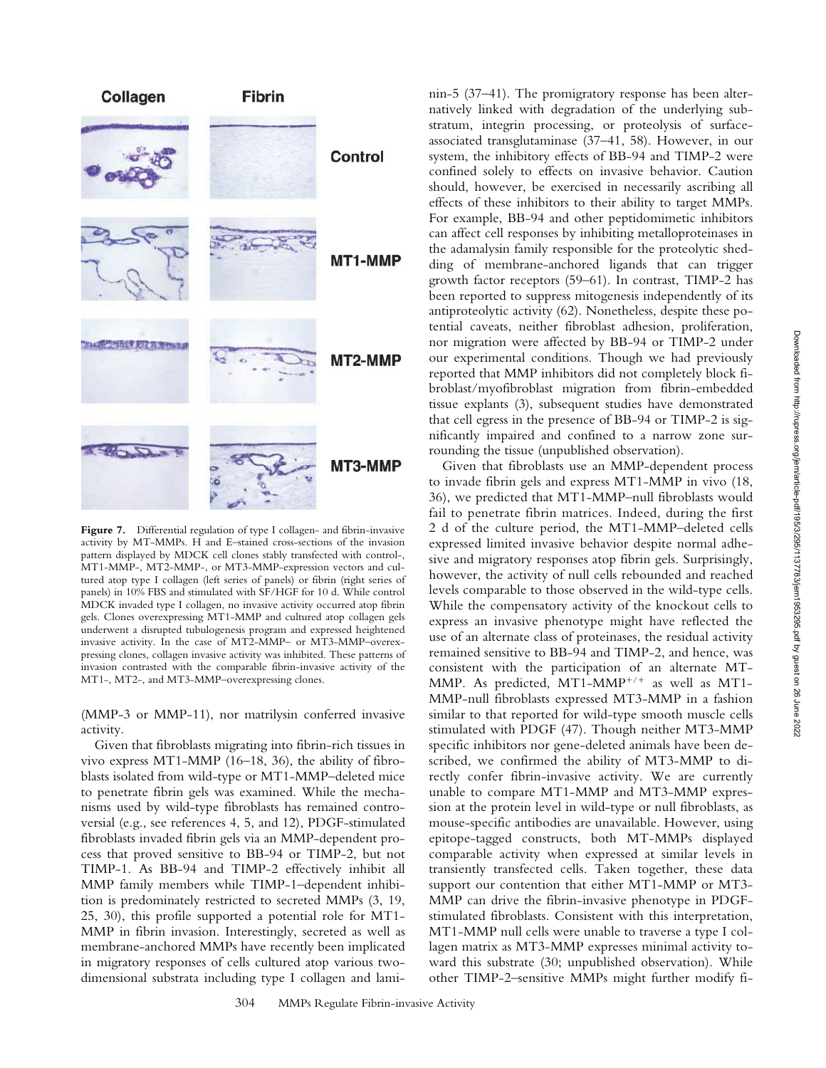Collagen Fibrin

Control

MT1-MMP

MT2-MMP

MT3-MMP

**Figure 7.** Differential regulation of type I collagen- and fibrin-invasive activity by MT-MMPs. H and E–stained cross-sections of the invasion pattern displayed by MDCK cell clones stably transfected with control-, MT1-MMP-, MT2-MMP-, or MT3-MMP-expression vectors and cultured atop type I collagen (left series of panels) or fibrin (right series of panels) in 10% FBS and stimulated with SF/HGF for 10 d. While control MDCK invaded type I collagen, no invasive activity occurred atop fibrin gels. Clones overexpressing MT1-MMP and cultured atop collagen gels underwent a disrupted tubulogenesis program and expressed heightened invasive activity. In the case of MT2-MMP– or MT3-MMP–overexpressing clones, collagen invasive activity was inhibited. These patterns of invasion contrasted with the comparable fibrin-invasive activity of the MT1-, MT2-, and MT3-MMP–overexpressing clones.

(MMP-3 or MMP-11), nor matrilysin conferred invasive activity.

Given that fibroblasts migrating into fibrin-rich tissues in vivo express MT1-MMP (16–18, 36), the ability of fibroblasts isolated from wild-type or MT1-MMP–deleted mice to penetrate fibrin gels was examined. While the mechanisms used by wild-type fibroblasts has remained controversial (e.g., see references 4, 5, and 12), PDGF-stimulated fibroblasts invaded fibrin gels via an MMP-dependent process that proved sensitive to BB-94 or TIMP-2, but not TIMP-1. As BB-94 and TIMP-2 effectively inhibit all MMP family members while TIMP-1–dependent inhibition is predominately restricted to secreted MMPs (3, 19, 25, 30), this profile supported a potential role for MT1-MMP in fibrin invasion. Interestingly, secreted as well as membrane-anchored MMPs have recently been implicated in migratory responses of cells cultured atop various two-dimensional substrata including type I collagen and laminin-5 (37–41). The promigratory response has been alternatively linked with degradation of the underlying substratum, integrin processing, or proteolysis of surface-associated transglutaminase (37–41, 58). However, in our system, the inhibitory effects of BB-94 and TIMP-2 were confined solely to effects on invasive behavior. Caution should, however, be exercised in necessarily ascribing all effects of these inhibitors to their ability to target MMPs. For example, BB-94 and other peptidomimetic inhibitors can affect cell responses by inhibiting metalloproteinases in the adamalysin family responsible for the proteolytic shedding of membrane-anchored ligands that can trigger growth factor receptors (59–61). In contrast, TIMP-2 has been reported to suppress mitogenesis independently of its antiproteolytic activity (62). Nonetheless, despite these potential caveats, neither fibroblast adhesion, proliferation, nor migration were affected by BB-94 or TIMP-2 under our experimental conditions. Though we had previously reported that MMP inhibitors did not completely block fibroblast/myofibroblast migration from fibrin-embedded tissue explants (3), subsequent studies have demonstrated that cell egress in the presence of BB-94 or TIMP-2 is significantly impaired and confined to a narrow zone surrounding the tissue (unpublished observation).

Given that fibroblasts use an MMP-dependent process to invade fibrin gels and express MT1-MMP in vivo (18, 36), we predicted that MT1-MMP–null fibroblasts would fail to penetrate fibrin matrices. Indeed, during the first 2 d of the culture period, the MT1-MMP–deleted cells expressed limited invasive behavior despite normal adhesive and migratory responses atop fibrin gels. Surprisingly, however, the activity of null cells rebounded and reached levels comparable to those observed in the wild-type cells. While the compensatory activity of the knockout cells to express an invasive phenotype might have reflected the use of an alternate class of proteinases, the residual activity remained sensitive to BB-94 and TIMP-2, and hence, was consistent with the participation of an alternate MT-MMP. As predicted, MT1-MMP$^{+/+}$ as well as MT1-MMP-null fibroblasts expressed MT3-MMP in a fashion similar to that reported for wild-type smooth muscle cells stimulated with PDGF (47). Though neither MT3-MMP specific inhibitors nor gene-deleted animals have been described, we confirmed the ability of MT3-MMP to directly confer fibrin-invasive activity. We are currently unable to compare MT1-MMP and MT3-MMP expression at the protein level in wild-type or null fibroblasts, as mouse-specific antibodies are unavailable. However, using epitope-tagged constructs, both MT-MMPs displayed comparable activity when expressed at similar levels in transiently transfected cells. Taken together, these data support our contention that either MT1-MMP or MT3-MMP can drive the fibrin-invasive phenotype in PDGF-stimulated fibroblasts. Consistent with this interpretation, MT1-MMP null cells were unable to traverse a type I collagen matrix as MT3-MMP expresses minimal activity toward this substrate (30; unpublished observation). While other TIMP-2–sensitive MMPs might further modify fi-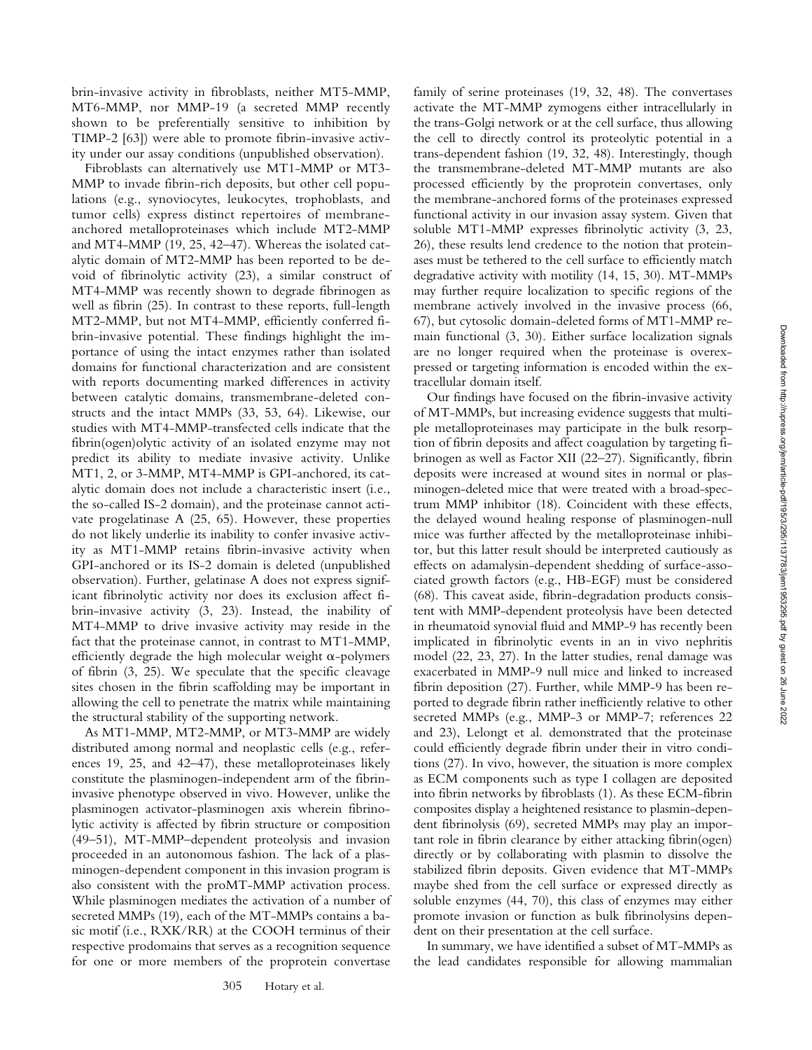brin-invasive activity in fibroblasts, neither MT5-MMP, MT6-MMP, nor MMP-19 (a secreted MMP recently shown to be preferentially sensitive to inhibition by TIMP-2 [63]) were able to promote fibrin-invasive activity under our assay conditions (unpublished observation).

Fibroblasts can alternatively use MT1-MMP or MT3-MMP to invade fibrin-rich deposits, but other cell populations (e.g., synoviocytes, leukocytes, trophoblasts, and tumor cells) express distinct repertoires of membrane-anchored metalloproteinases which include MT2-MMP and MT4-MMP (19, 25, 42–47). Whereas the isolated catalytic domain of MT2-MMP has been reported to be devoid of fibrinolytic activity (23), a similar construct of MT4-MMP was recently shown to degrade fibrinogen as well as fibrin (25). In contrast to these reports, full-length MT2-MMP, but not MT4-MMP, efficiently conferred fibrin-invasive potential. These findings highlight the importance of using the intact enzymes rather than isolated domains for functional characterization and are consistent with reports documenting marked differences in activity between catalytic domains, transmembrane-deleted constructs and the intact MMPs (33, 53, 64). Likewise, our studies with MT4-MMP-transfected cells indicate that the fibrin(ogen)olytic activity of an isolated enzyme may not predict its ability to mediate invasive activity. Unlike MT1, 2, or 3-MMP, MT4-MMP is GPI-anchored, its catalytic domain does not include a characteristic insert (i.e., the so-called IS-2 domain), and the proteinase cannot activate progelatinase A (25, 65). However, these properties do not likely underlie its inability to confer invasive activity as MT1-MMP retains fibrin-invasive activity when GPI-anchored or its IS-2 domain is deleted (unpublished observation). Further, gelatinase A does not express significant fibrinolytic activity nor does its exclusion affect fibrin-invasive activity (3, 23). Instead, the inability of MT4-MMP to drive invasive activity may reside in the fact that the proteinase cannot, in contrast to MT1-MMP, efficiently degrade the high molecular weight α-polymers of fibrin (3, 25). We speculate that the specific cleavage sites chosen in the fibrin scaffolding may be important in allowing the cell to penetrate the matrix while maintaining the structural stability of the supporting network.

As MT1-MMP, MT2-MMP, or MT3-MMP are widely distributed among normal and neoplastic cells (e.g., references 19, 25, and 42–47), these metalloproteinases likely constitute the plasminogen-independent arm of the fibrin-invasive phenotype observed in vivo. However, unlike the plasminogen activator-plasminogen axis wherein fibrinolytic activity is affected by fibrin structure or composition (49–51), MT-MMP–dependent proteolysis and invasion proceeded in an autonomous fashion. The lack of a plasminogen-dependent component in this invasion program is also consistent with the proMT-MMP activation process. While plasminogen mediates the activation of a number of secreted MMPs (19), each of the MT-MMPs contains a basic motif (i.e., RXK/RR) at the COOH terminus of their respective prodomains that serves as a recognition sequence for one or more members of the proprotein convertase family of serine proteinases (19, 32, 48). The convertases activate the MT-MMP zymogens either intracellularly in the trans-Golgi network or at the cell surface, thus allowing the cell to directly control its proteolytic potential in a trans-dependent fashion (19, 32, 48). Interestingly, though the transmembrane-deleted MT-MMP mutants are also processed efficiently by the proprotein convertases, only the membrane-anchored forms of the proteinases expressed functional activity in our invasion assay system. Given that soluble MT1-MMP expresses fibrinolytic activity (3, 23, 26), these results lend credence to the notion that proteinases must be tethered to the cell surface to efficiently match degradative activity with motility (14, 15, 30). MT-MMPs may further require localization to specific regions of the membrane actively involved in the invasive process (66, 67), but cytosolic domain-deleted forms of MT1-MMP remain functional (3, 30). Either surface localization signals are no longer required when the proteinase is overexpressed or targeting information is encoded within the extracellular domain itself.

Our findings have focused on the fibrin-invasive activity of MT-MMPs, but increasing evidence suggests that multiple metalloproteinases may participate in the bulk resorption of fibrin deposits and affect coagulation by targeting fibrinogen as well as Factor XII (22–27). Significantly, fibrin deposits were increased at wound sites in normal or plasminogen-deleted mice that were treated with a broad-spectrum MMP inhibitor (18). Coincident with these effects, the delayed wound healing response of plasminogen-null mice was further affected by the metalloproteinase inhibitor, but this latter result should be interpreted cautiously as effects on adamalysin-dependent shedding of surface-associated growth factors (e.g., HB-EGF) must be considered (68). This caveat aside, fibrin-degradation products consistent with MMP-dependent proteolysis have been detected in rheumatoid synovial fluid and MMP-9 has recently been implicated in fibrinolytic events in an in vivo nephritis model (22, 23, 27). In the latter studies, renal damage was exacerbated in MMP-9 null mice and linked to increased fibrin deposition (27). Further, while MMP-9 has been reported to degrade fibrin rather inefficiently relative to other secreted MMPs (e.g., MMP-3 or MMP-7; references 22 and 23), Lelongt et al. demonstrated that the proteinase could efficiently degrade fibrin under their in vitro conditions (27). In vivo, however, the situation is more complex as ECM components such as type I collagen are deposited into fibrin networks by fibroblasts (1). As these ECM-fibrin composites display a heightened resistance to plasmin-dependent fibrinolysis (69), secreted MMPs may play an important role in fibrin clearance by either attacking fibrin(ogen) directly or by collaborating with plasmin to dissolve the stabilized fibrin deposits. Given evidence that MT-MMPs maybe shed from the cell surface or expressed directly as soluble enzymes (44, 70), this class of enzymes may either promote invasion or function as bulk fibrinolysins dependent on their presentation at the cell surface.

In summary, we have identified a subset of MT-MMPs as the lead candidates responsible for allowing mammalian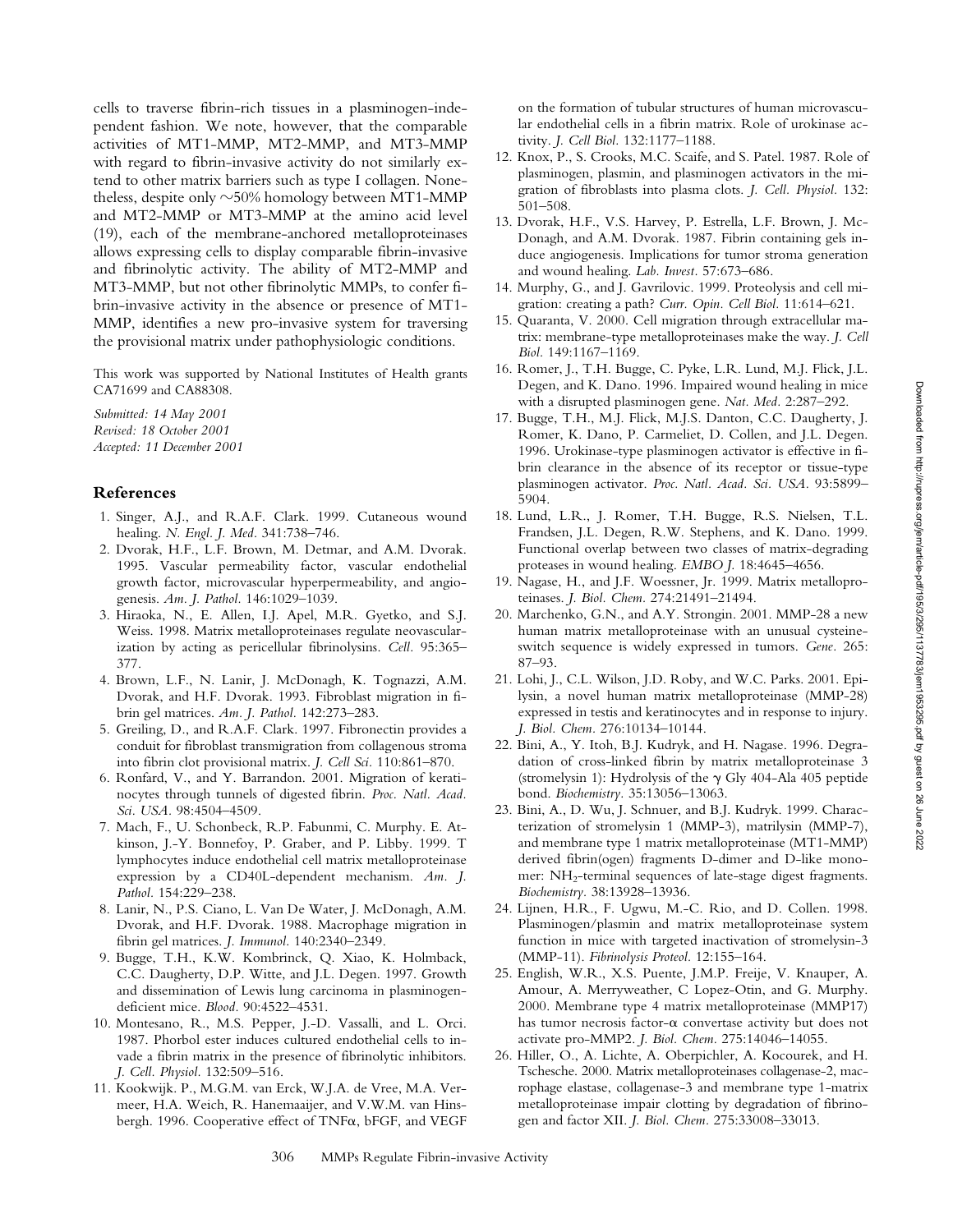cells to traverse fibrin-rich tissues in a plasminogen-independent fashion. We note, however, that the comparable activities of MT1-MMP, MT2-MMP, and MT3-MMP with regard to fibrin-invasive activity do not similarly extend to other matrix barriers such as type I collagen. Nonetheless, despite only ~50% homology between MT1-MMP and MT2-MMP or MT3-MMP at the amino acid level (19), each of the membrane-anchored metalloproteinases allows expressing cells to display comparable fibrin-invasive and fibrinolytic activity. The ability of MT2-MMP and MT3-MMP, but not other fibrinolytic MMPs, to confer fibrin-invasive activity in the absence or presence of MT1-MMP, identifies a new pro-invasive system for traversing the provisional matrix under pathophysiologic conditions.

This work was supported by National Institutes of Health grants CA71699 and CA88308.

*Submitted: 14 May 2001*
*Revised: 18 October 2001*
*Accepted: 11 December 2001*

## References

1. Singer, A.J., and R.A.F. Clark. 1999. Cutaneous wound healing. *N. Engl. J. Med.* 341:738–746.
2. Dvorak, H.F., L.F. Brown, M. Detmar, and A.M. Dvorak. 1995. Vascular permeability factor, vascular endothelial growth factor, microvascular hyperpermeability, and angiogenesis. *Am. J. Pathol.* 146:1029–1039.
3. Hiraoka, N., E. Allen, I.J. Apel, M.R. Gyetko, and S.J. Weiss. 1998. Matrix metalloproteinases regulate neovascularization by acting as pericellular fibrinolysins. *Cell.* 95:365–377.
4. Brown, L.F., N. Lanir, J. McDonagh, K. Tognazzi, A.M. Dvorak, and H.F. Dvorak. 1993. Fibroblast migration in fibrin gel matrices. *Am. J. Pathol.* 142:273–283.
5. Greiling, D., and R.A.F. Clark. 1997. Fibronectin provides a conduit for fibroblast transmigration from collagenous stroma into fibrin clot provisional matrix. *J. Cell Sci.* 110:861–870.
6. Ronfard, V., and Y. Barrandon. 2001. Migration of keratinocytes through tunnels of digested fibrin. *Proc. Natl. Acad. Sci. USA.* 98:4504–4509.
7. Mach, F., U. Schonbeck, R.P. Fabunmi, C. Murphy. E. Atkinson, J.-Y. Bonnefoy, P. Graber, and P. Libby. 1999. T lymphocytes induce endothelial cell matrix metalloproteinase expression by a CD40L-dependent mechanism. *Am. J. Pathol.* 154:229–238.
8. Lanir, N., P.S. Ciano, L. Van De Water, J. McDonagh, A.M. Dvorak, and H.F. Dvorak. 1988. Macrophage migration in fibrin gel matrices. *J. Immunol.* 140:2340–2349.
9. Bugge, T.H., K.W. Kombrinck, Q. Xiao, K. Holmback, C.C. Daugherty, D.P. Witte, and J.L. Degen. 1997. Growth and dissemination of Lewis lung carcinoma in plasminogen-deficient mice. *Blood.* 90:4522–4531.
10. Montesano, R., M.S. Pepper, J.-D. Vassalli, and L. Orci. 1987. Phorbol ester induces cultured endothelial cells to invade a fibrin matrix in the presence of fibrinolytic inhibitors. *J. Cell. Physiol.* 132:509–516.
11. Kookwijk. P., M.G.M. van Erck, W.J.A. de Vree, M.A. Vermeer, H.A. Weich, R. Hanemaaijer, and V.W.M. van Hinsbergh. 1996. Cooperative effect of TNFα, bFGF, and VEGF on the formation of tubular structures of human microvascular endothelial cells in a fibrin matrix. Role of urokinase activity. *J. Cell Biol.* 132:1177–1188.
12. Knox, P., S. Crooks, M.C. Scaife, and S. Patel. 1987. Role of plasminogen, plasmin, and plasminogen activators in the migration of fibroblasts into plasma clots. *J. Cell. Physiol.* 132: 501–508.
13. Dvorak, H.F., V.S. Harvey, P. Estrella, L.F. Brown, J. McDonagh, and A.M. Dvorak. 1987. Fibrin containing gels induce angiogenesis. Implications for tumor stroma generation and wound healing. *Lab. Invest.* 57:673–686.
14. Murphy, G., and J. Gavrilovic. 1999. Proteolysis and cell migration: creating a path? *Curr. Opin. Cell Biol.* 11:614–621.
15. Quaranta, V. 2000. Cell migration through extracellular matrix: membrane-type metalloproteinases make the way. *J. Cell Biol.* 149:1167–1169.
16. Romer, J., T.H. Bugge, C. Pyke, L.R. Lund, M.J. Flick, J.L. Degen, and K. Dano. 1996. Impaired wound healing in mice with a disrupted plasminogen gene. *Nat. Med.* 2:287–292.
17. Bugge, T.H., M.J. Flick, M.J.S. Danton, C.C. Daugherty, J. Romer, K. Dano, P. Carmeliet, D. Collen, and J.L. Degen. 1996. Urokinase-type plasminogen activator is effective in fibrin clearance in the absence of its receptor or tissue-type plasminogen activator. *Proc. Natl. Acad. Sci. USA.* 93:5899–5904.
18. Lund, L.R., J. Romer, T.H. Bugge, R.S. Nielsen, T.L. Frandsen, J.L. Degen, R.W. Stephens, and K. Dano. 1999. Functional overlap between two classes of matrix-degrading proteases in wound healing. *EMBO J.* 18:4645–4656.
19. Nagase, H., and J.F. Woessner, Jr. 1999. Matrix metalloproteinases. *J. Biol. Chem.* 274:21491–21494.
20. Marchenko, G.N., and A.Y. Strongin. 2001. MMP-28 a new human matrix metalloproteinase with an unusual cysteine-switch sequence is widely expressed in tumors. *Gene.* 265: 87–93.
21. Lohi, J., C.L. Wilson, J.D. Roby, and W.C. Parks. 2001. Epilysin, a novel human matrix metalloproteinase (MMP-28) expressed in testis and keratinocytes and in response to injury. *J. Biol. Chem.* 276:10134–10144.
22. Bini, A., Y. Itoh, B.J. Kudryk, and H. Nagase. 1996. Degradation of cross-linked fibrin by matrix metalloproteinase 3 (stromelysin 1): Hydrolysis of the γ Gly 404-Ala 405 peptide bond. *Biochemistry.* 35:13056–13063.
23. Bini, A., D. Wu, J. Schnuer, and B.J. Kudryk. 1999. Characterization of stromelysin 1 (MMP-3), matrilysin (MMP-7), and membrane type 1 matrix metalloproteinase (MT1-MMP) derived fibrin(ogen) fragments D-dimer and D-like monomer: $NH_2$-terminal sequences of late-stage digest fragments. *Biochemistry.* 38:13928–13936.
24. Lijnen, H.R., F. Ugwu, M.-C. Rio, and D. Collen. 1998. Plasminogen/plasmin and matrix metalloproteinase system function in mice with targeted inactivation of stromelysin-3 (MMP-11). *Fibrinolysis Proteol.* 12:155–164.
25. English, W.R., X.S. Puente, J.M.P. Freije, V. Knauper, A. Amour, A. Merryweather, C Lopez-Otin, and G. Murphy. 2000. Membrane type 4 matrix metalloproteinase (MMP17) has tumor necrosis factor-α convertase activity but does not activate pro-MMP2. *J. Biol. Chem.* 275:14046–14055.
26. Hiller, O., A. Lichte, A. Oberpichler, A. Kocourek, and H. Tschesche. 2000. Matrix metalloproteinases collagenase-2, macrophage elastase, collagenase-3 and membrane type 1-matrix metalloproteinase impair clotting by degradation of fibrinogen and factor XII. *J. Biol. Chem.* 275:33008–33013.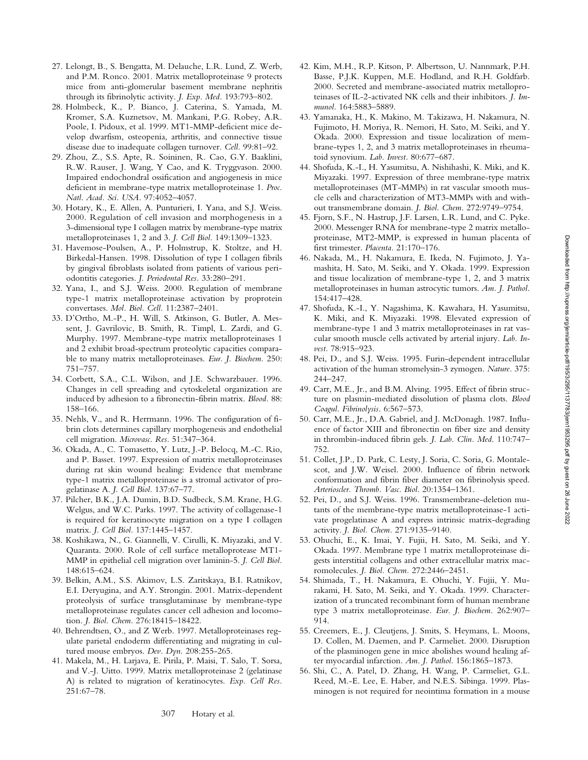27. Lelongt, B., S. Bengatta, M. Delauche, L.R. Lund, Z. Werb, and P.M. Ronco. 2001. Matrix metalloproteinase 9 protects mice from anti-glomerular basement membrane nephritis through its fibrinolytic activity. *J. Exp. Med.* 193:793–802.
28. Holmbeck, K., P. Bianco, J. Caterina, S. Yamada, M. Kromer, S.A. Kuznetsov, M. Mankani, P.G. Robey, A.R. Poole, I. Pidoux, et al. 1999. MT1-MMP-deficient mice develop dwarfism, osteopenia, arthritis, and connective tissue disease due to inadequate collagen turnover. *Cell.* 99:81–92.
29. Zhou, Z., S.S. Apte, R. Soininen, R. Cao, G.Y. Baaklini, R.W. Rauser, J. Wang, Y Cao, and K. Tryggvason. 2000. Impaired endochondral ossification and angiogenesis in mice deficient in membrane-type matrix metalloproteinase 1. *Proc. Natl. Acad. Sci. USA.* 97:4052–4057.
30. Hotary, K., E. Allen, A. Punturieri, I. Yana, and S.J. Weiss. 2000. Regulation of cell invasion and morphogenesis in a 3-dimensional type I collagen matrix by membrane-type matrix metalloproteinases 1, 2 and 3. *J. Cell Biol.* 149:1309–1323.
31. Havemose-Poulsen, A., P. Holmstrup, K. Stoltze, and H. Birkedal-Hansen. 1998. Dissolution of type I collagen fibrils by gingival fibroblasts isolated from patients of various periodontitis categories. *J. Periodontal Res.* 33:280–291.
32. Yana, I., and S.J. Weiss. 2000. Regulation of membrane type-1 matrix metalloproteinase activation by proprotein convertases. *Mol. Biol. Cell.* 11:2387–2401.
33. D'Ortho, M.-P., H. Will, S. Atkinson, G. Butler, A. Messent, J. Gavrilovic, B. Smith, R. Timpl, L. Zardi, and G. Murphy. 1997. Membrane-type matrix metalloproteinases 1 and 2 exhibit broad-spectrum proteolytic capacities comparable to many matrix metalloproteinases. *Eur. J. Biochem.* 250: 751–757.
34. Corbett, S.A., C.L. Wilson, and J.E. Schwarzbauer. 1996. Changes in cell spreading and cytoskeletal organization are induced by adhesion to a fibronectin-fibrin matrix. *Blood.* 88: 158–166.
35. Nehls, V., and R. Herrmann. 1996. The configuration of fibrin clots determines capillary morphogenesis and endothelial cell migration. *Microvasc. Res.* 51:347–364.
36. Okada, A., C. Tomasetto, Y. Lutz, J.-P. Belocq, M.-C. Rio, and P. Basset. 1997. Expression of matrix metalloproteinases during rat skin wound healing: Evidence that membrane type-1 matrix metalloproteinase is a stromal activator of progelatinase A. *J. Cell Biol.* 137:67–77.
37. Pilcher, B.K., J.A. Dumin, B.D. Sudbeck, S.M. Krane, H.G. Welgus, and W.C. Parks. 1997. The activity of collagenase-1 is required for keratinocyte migration on a type I collagen matrix. *J. Cell Biol.* 137:1445–1457.
38. Koshikawa, N., G. Giannelli, V. Cirulli, K. Miyazaki, and V. Quaranta. 2000. Role of cell surface metalloprotease MT1-MMP in epithelial cell migration over laminin-5. *J. Cell Biol.* 148:615–624.
39. Belkin, A.M., S.S. Akimov, L.S. Zaritskaya, B.I. Ratnikov, E.I. Deryugina, and A.Y. Strongin. 2001. Matrix-dependent proteolysis of surface transglutaminase by membrane-type metalloproteinase regulates cancer cell adhesion and locomotion. *J. Biol. Chem.* 276:18415–18422.
40. Behrendtsen, O., and Z Werb. 1997. Metalloproteinases regulate parietal endoderm differentiating and migrating in cultured mouse embryos. *Dev. Dyn.* 208:255-265.
41. Makela, M., H. Larjava, E. Pirila, P. Maisi, T. Salo, T. Sorsa, and V.-J. Uitto. 1999. Matrix metalloproteinase 2 (gelatinase A) is related to migration of keratinocytes. *Exp. Cell Res.* 251:67–78.
42. Kim, M.H., R.P. Kitson, P. Albertsson, U. Nannmark, P.H. Basse, P.J.K. Kuppen, M.E. Hodland, and R.H. Goldfarb. 2000. Secreted and membrane-associated matrix metalloproteinases of IL-2-activated NK cells and their inhibitors. *J. Immunol.* 164:5883–5889.
43. Yamanaka, H., K. Makino, M. Takizawa, H. Nakamura, N. Fujimoto, H. Moriya, R. Nemori, H. Sato, M. Seiki, and Y. Okada. 2000. Expression and tissue localization of membrane-types 1, 2, and 3 matrix metalloproteinases in rheumatoid synovium. *Lab. Invest.* 80:677–687.
44. Shofuda, K.-I., H. Yasumitsu, A. Nishihashi, K. Miki, and K. Miyazaki. 1997. Expression of three membrane-type matrix metalloproteinases (MT-MMPs) in rat vascular smooth muscle cells and characterization of MT3-MMPs with and without transmembrane domain. *J. Biol. Chem.* 272:9749–9754.
45. Fjorn, S.F., N. Hastrup, J.F. Larsen, L.R. Lund, and C. Pyke. 2000. Messenger RNA for membrane-type 2 matrix metalloproteinase, MT2-MMP, is expressed in human placenta of first trimester. *Placenta.* 21:170–176.
46. Nakada, M., H. Nakamura, E. Ikeda, N. Fujimoto, J. Yamashita, H. Sato, M. Seiki, and Y. Okada. 1999. Expression and tissue localization of membrane-type 1, 2, and 3 matrix metalloproteinases in human astrocytic tumors. *Am. J. Pathol.* 154:417–428.
47. Shofuda, K.-I., Y. Nagashima, K. Kawahara, H. Yasumitsu, K. Miki, and K. Miyazaki. 1998. Elevated expression of membrane-type 1 and 3 matrix metalloproteinases in rat vascular smooth muscle cells activated by arterial injury. *Lab. Invest.* 78:915–923.
48. Pei, D., and S.J. Weiss. 1995. Furin-dependent intracellular activation of the human stromelysin-3 zymogen. *Nature.* 375: 244–247.
49. Carr, M.E., Jr., and B.M. Alving. 1995. Effect of fibrin structure on plasmin-mediated dissolution of plasma clots. *Blood Coagul. Fibrinolysis.* 6:567–573.
50. Carr, M.E., Jr., D.A. Gabriel, and J. McDonagh. 1987. Influence of factor XIII and fibronectin on fiber size and density in thrombin-induced fibrin gels. *J. Lab. Clin. Med.* 110:747–752.
51. Collet, J.P., D. Park, C. Lesty, J. Soria, C. Soria, G. Montalescot, and J.W. Weisel. 2000. Influence of fibrin network conformation and fibrin fiber diameter on fibrinolysis speed. *Arterioscler. Thromb. Vasc. Biol.* 20:1354–1361.
52. Pei, D., and S.J. Weiss. 1996. Transmembrane-deletion mutants of the membrane-type matrix metalloproteinase-1 activate progelatinase A and express intrinsic matrix-degrading activity. *J. Biol. Chem.* 271:9135–9140.
53. Ohuchi, E., K. Imai, Y. Fujii, H. Sato, M. Seiki, and Y. Okada. 1997. Membrane type 1 matrix metalloproteinase digests interstitial collagens and other extracellular matrix macromolecules. *J. Biol. Chem.* 272:2446–2451.
54. Shimada, T., H. Nakamura, E. Ohuchi, Y. Fujii, Y. Murakami, H. Sato, M. Seiki, and Y. Okada. 1999. Characterization of a truncated recombinant form of human membrane type 3 matrix metalloproteinase. *Eur. J. Biochem.* 262:907–914.
55. Creemers, E., J. Cleutjens, J. Smits, S. Heymans, L. Moons, D. Collen, M. Daemen, and P. Carmeliet. 2000. Disruption of the plasminogen gene in mice abolishes wound healing after myocardial infarction. *Am. J. Pathol.* 156:1865–1873.
56. Shi, C., A. Patel, D. Zhang, H. Wang, P. Carmeliet, G.L. Reed, M.-E. Lee, E. Haber, and N.E.S. Sibinga. 1999. Plasminogen is not required for neointima formation in a mouse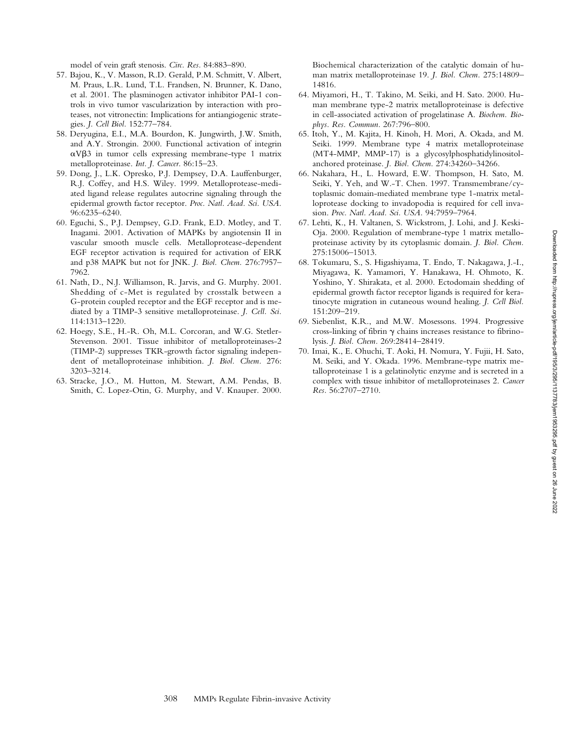model of vein graft stenosis. *Circ. Res.* 84:883–890.

57. Bajou, K., V. Masson, R.D. Gerald, P.M. Schmitt, V. Albert, M. Praus, L.R. Lund, T.L. Frandsen, N. Brunner, K. Dano, et al. 2001. The plasminogen activator inhibitor PAI-1 controls in vivo tumor vascularization by interaction with proteases, not vitronectin: Implications for antiangiogenic strategies. *J. Cell Biol.* 152:77–784.
58. Deryugina, E.I., M.A. Bourdon, K. Jungwirth, J.W. Smith, and A.Y. Strongin. 2000. Functional activation of integrin $\alpha V\beta 3$ in tumor cells expressing membrane-type 1 matrix metalloproteinase. *Int. J. Cancer.* 86:15–23.
59. Dong, J., L.K. Opresko, P.J. Dempsey, D.A. Lauffenburger, R.J. Coffey, and H.S. Wiley. 1999. Metalloprotease-mediated ligand release regulates autocrine signaling through the epidermal growth factor receptor. *Proc. Natl. Acad. Sci. USA.* 96:6235–6240.
60. Eguchi, S., P.J. Dempsey, G.D. Frank, E.D. Motley, and T. Inagami. 2001. Activation of MAPKs by angiotensin II in vascular smooth muscle cells. Metalloprotease-dependent EGF receptor activation is required for activation of ERK and p38 MAPK but not for JNK. *J. Biol. Chem.* 276:7957–7962.
61. Nath, D., N.J. Williamson, R. Jarvis, and G. Murphy. 2001. Shedding of c-Met is regulated by crosstalk between a G-protein coupled receptor and the EGF receptor and is mediated by a TIMP-3 sensitive metalloproteinase. *J. Cell. Sci.* 114:1313–1220.
62. Hoegy, S.E., H.-R. Oh, M.L. Corcoran, and W.G. Stetler-Stevenson. 2001. Tissue inhibitor of metalloproteinases-2 (TIMP-2) suppresses TKR-growth factor signaling independent of metalloproteinase inhibition. *J. Biol. Chem.* 276: 3203–3214.
63. Stracke, J.O., M. Hutton, M. Stewart, A.M. Pendas, B. Smith, C. Lopez-Otin, G. Murphy, and V. Knauper. 2000. Biochemical characterization of the catalytic domain of human matrix metalloproteinase 19. *J. Biol. Chem.* 275:14809–14816.
64. Miyamori, H., T. Takino, M. Seiki, and H. Sato. 2000. Human membrane type-2 matrix metalloproteinase is defective in cell-associated activation of progelatinase A. *Biochem. Biophys. Res. Commun.* 267:796–800.
65. Itoh, Y., M. Kajita, H. Kinoh, H. Mori, A. Okada, and M. Seiki. 1999. Membrane type 4 matrix metalloproteinase (MT4-MMP, MMP-17) is a glycosylphosphatidylinositol-anchored proteinase. *J. Biol. Chem.* 274:34260–34266.
66. Nakahara, H., L. Howard, E.W. Thompson, H. Sato, M. Seiki, Y. Yeh, and W.-T. Chen. 1997. Transmembrane/cytoplasmic domain-mediated membrane type 1-matrix metalloprotease docking to invadopodia is required for cell invasion. *Proc. Natl. Acad. Sci. USA.* 94:7959–7964.
67. Lehti, K., H. Valtanen, S. Wickstrom, J. Lohi, and J. Keski-Oja. 2000. Regulation of membrane-type 1 matrix metalloproteinase activity by its cytoplasmic domain. *J. Biol. Chem.* 275:15006–15013.
68. Tokumaru, S., S. Higashiyama, T. Endo, T. Nakagawa, J.-I., Miyagawa, K. Yamamori, Y. Hanakawa, H. Ohmoto, K. Yoshino, Y. Shirakata, et al. 2000. Ectodomain shedding of epidermal growth factor receptor ligands is required for keratinocyte migration in cutaneous wound healing. *J. Cell Biol.* 151:209–219.
69. Siebenlist, K.R., and M.W. Mosessons. 1994. Progressive cross-linking of fibrin $\gamma$ chains increases resistance to fibrinolysis. *J. Biol. Chem.* 269:28414–28419.
70. Imai, K., E. Ohuchi, T. Aoki, H. Nomura, Y. Fujii, H. Sato, M. Seiki, and Y. Okada. 1996. Membrane-type matrix metalloproteinase 1 is a gelatinolytic enzyme and is secreted in a complex with tissue inhibitor of metalloproteinases 2. *Cancer Res.* 56:2707–2710.